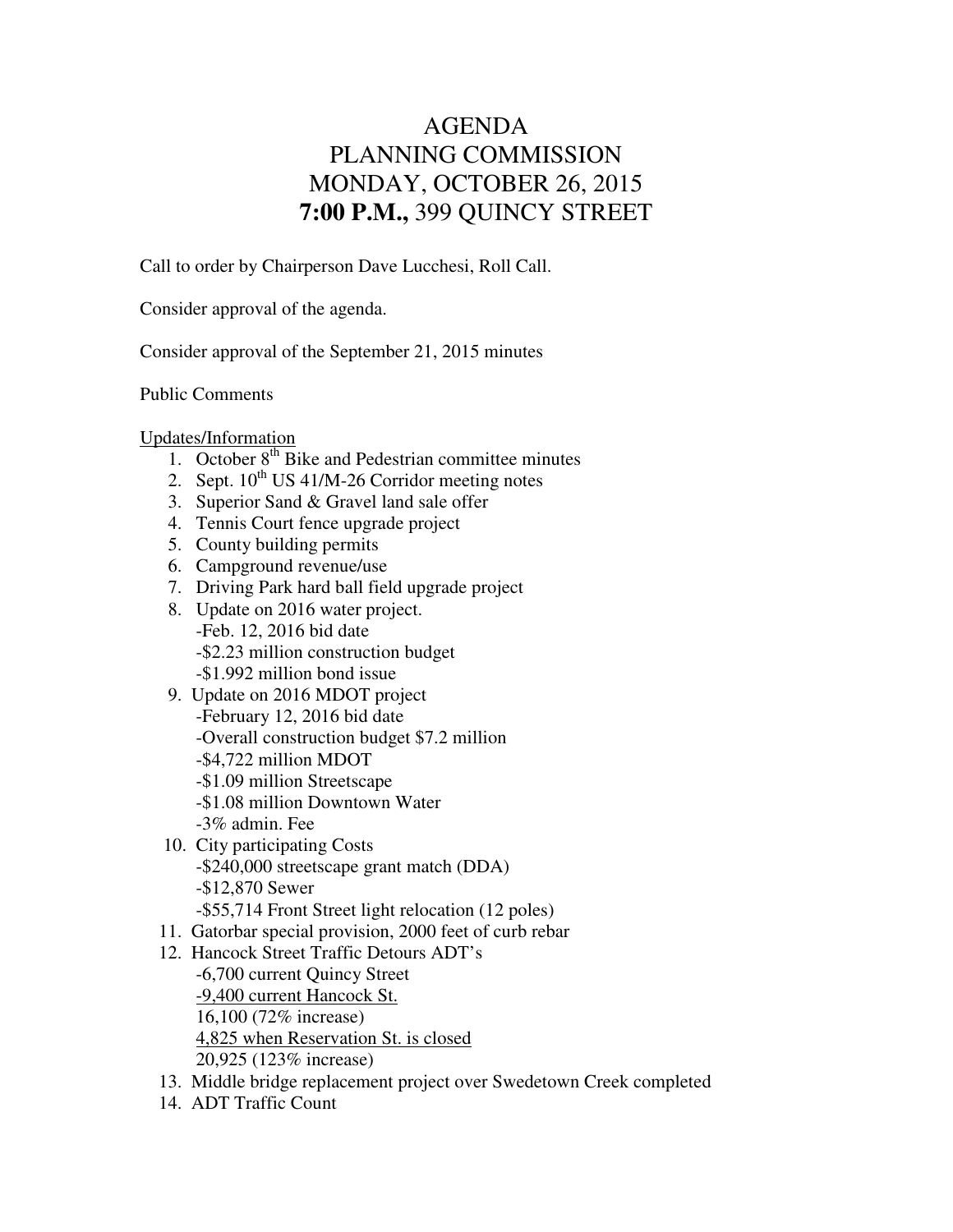# AGENDA
# PLANNING COMMISSION
# MONDAY, OCTOBER 26, 2015
# **7:00 P.M.,** 399 QUINCY STREET

Call to order by Chairperson Dave Lucchesi, Roll Call.

Consider approval of the agenda.

Consider approval of the September 21, 2015 minutes

Public Comments

Updates/Information

1. October 8th Bike and Pedestrian committee minutes
2. Sept. 10th US 41/M-26 Corridor meeting notes
3. Superior Sand & Gravel land sale offer
4. Tennis Court fence upgrade project
5. County building permits
6. Campground revenue/use
7. Driving Park hard ball field upgrade project
8. Update on 2016 water project.
   - -Feb. 12, 2016 bid date
   - -$2.23 million construction budget
   - -$1.992 million bond issue
9. Update on 2016 MDOT project
   - -February 12, 2016 bid date
   - -Overall construction budget $7.2 million
   - -$4,722 million MDOT
   - -$1.09 million Streetscape
   - -$1.08 million Downtown Water
   - -3% admin. Fee
10. City participating Costs
    - -$240,000 streetscape grant match (DDA)
    - -$12,870 Sewer
    - -$55,714 Front Street light relocation (12 poles)
11. Gatorbar special provision, 2000 feet of curb rebar
12. Hancock Street Traffic Detours ADT's
    - -6,700 current Quincy Street
    - -9,400 current Hancock St.
    - 16,100 (72% increase)
    - 4,825 when Reservation St. is closed
    - 20,925 (123% increase)
13. Middle bridge replacement project over Swedetown Creek completed
14. ADT Traffic Count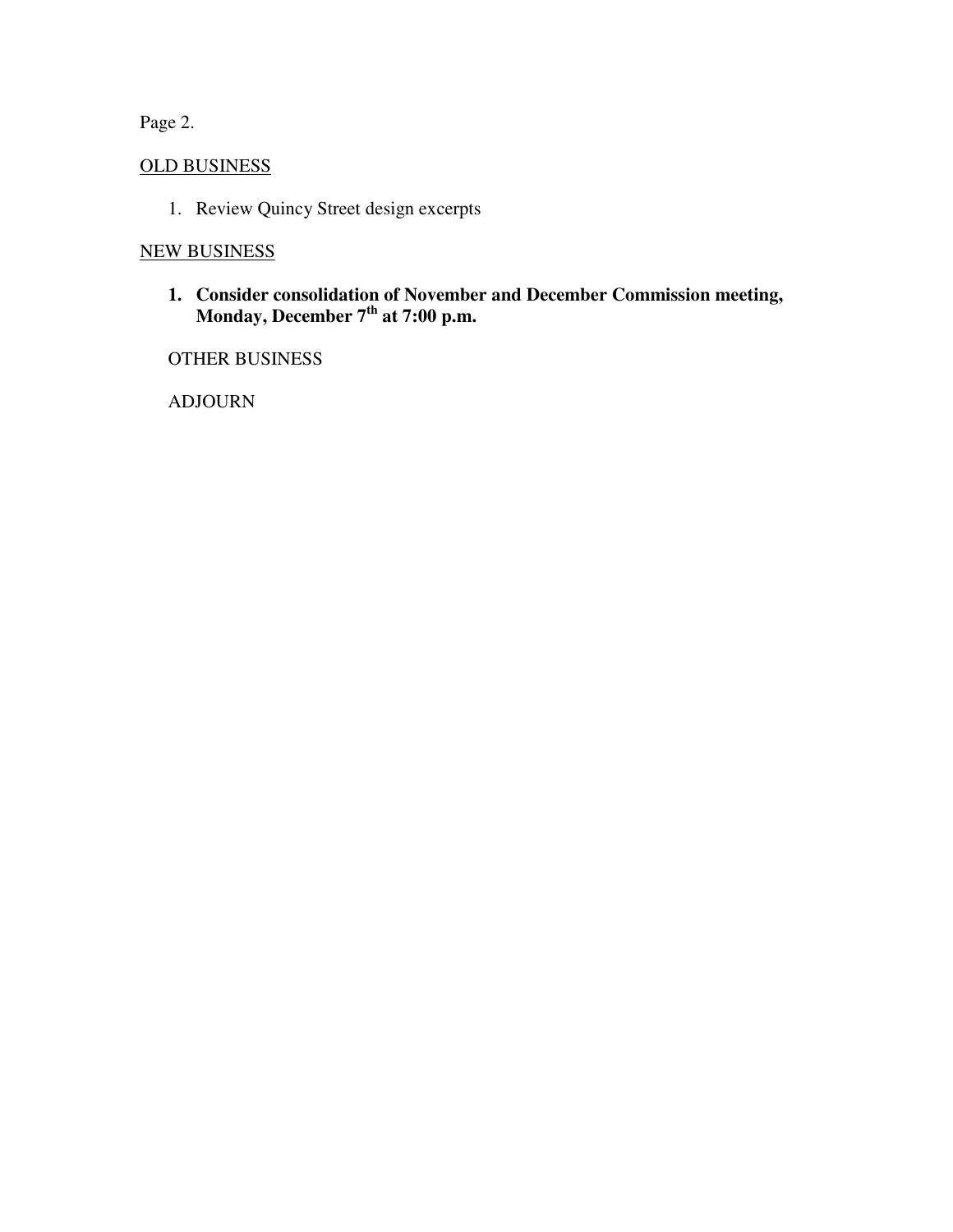OLD BUSINESS

1. Review Quincy Street design excerpts

NEW BUSINESS

1. **Consider consolidation of November and December Commission meeting, Monday, December 7th at 7:00 p.m.**

OTHER BUSINESS

ADJOURN